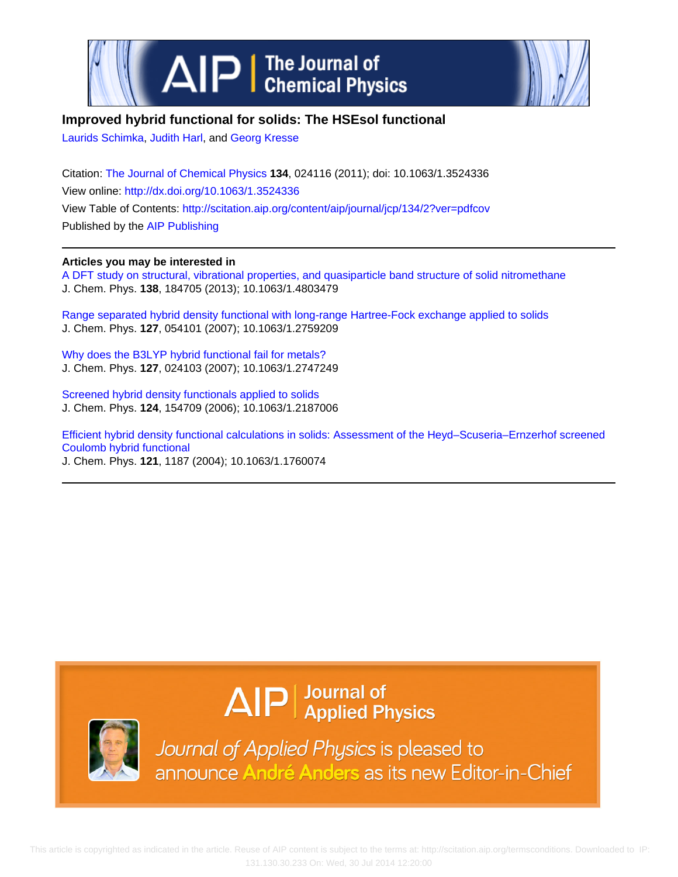# Improved hybrid functional for solids: The HSEsol functional

Laurids Schimka, Judith Harl, and Georg Kresse

Citation: The Journal of Chemical Physics **134**, 024116 (2011); doi: 10.1063/1.3524336

View online: http://dx.doi.org/10.1063/1.3524336

View Table of Contents: http://scitation.aip.org/content/aip/journal/jcp/134/2?ver=pdfcov

Published by the AIP Publishing

---

**Articles you may be interested in**

A DFT study on structural, vibrational properties, and quasiparticle band structure of solid nitromethane
J. Chem. Phys. **138**, 184705 (2013); 10.1063/1.4803479

Range separated hybrid density functional with long-range Hartree-Fock exchange applied to solids
J. Chem. Phys. **127**, 054101 (2007); 10.1063/1.2759209

Why does the B3LYP hybrid functional fail for metals?
J. Chem. Phys. **127**, 024103 (2007); 10.1063/1.2747249

Screened hybrid density functionals applied to solids
J. Chem. Phys. **124**, 154709 (2006); 10.1063/1.2187006

Efficient hybrid density functional calculations in solids: Assessment of the Heyd–Scuseria–Ernzerhof screened Coulomb hybrid functional
J. Chem. Phys. **121**, 1187 (2004); 10.1063/1.1760074

---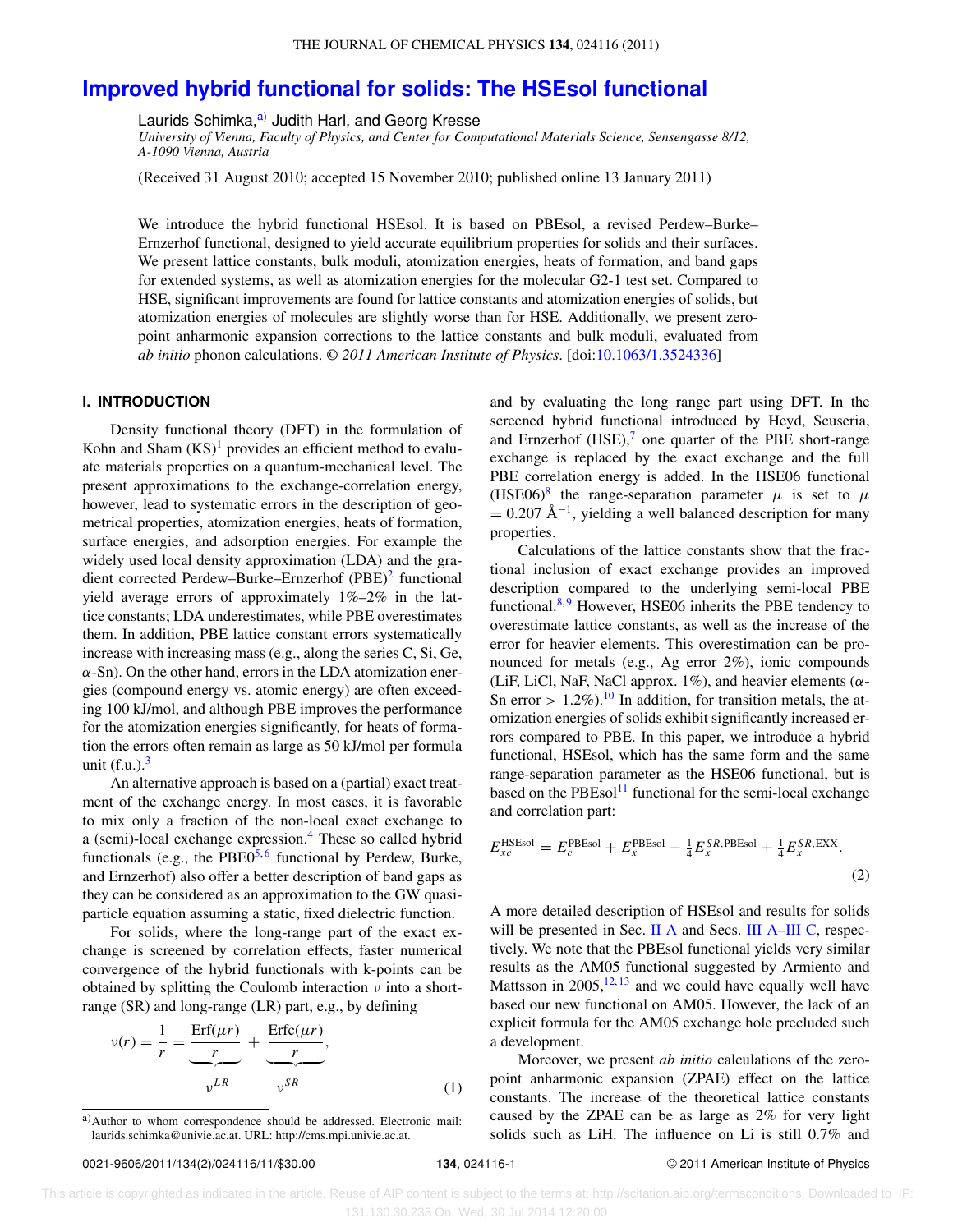# Improved hybrid functional for solids: The HSEsol functional

Laurids Schimka,[a] Judith Harl, and Georg Kresse

*University of Vienna, Faculty of Physics, and Center for Computational Materials Science, Sensengasse 8/12, A-1090 Vienna, Austria*

(Received 31 August 2010; accepted 15 November 2010; published online 13 January 2011)

We introduce the hybrid functional HSEsol. It is based on PBEsol, a revised Perdew–Burke–Ernzerhof functional, designed to yield accurate equilibrium properties for solids and their surfaces. We present lattice constants, bulk moduli, atomization energies, heats of formation, and band gaps for extended systems, as well as atomization energies for the molecular G2-1 test set. Compared to HSE, significant improvements are found for lattice constants and atomization energies of solids, but atomization energies of molecules are slightly worse than for HSE. Additionally, we present zero-point anharmonic expansion corrections to the lattice constants and bulk moduli, evaluated from *ab initio* phonon calculations. © *2011 American Institute of Physics*. [doi:10.1063/1.3524336]

## I. INTRODUCTION

Density functional theory (DFT) in the formulation of Kohn and Sham (KS)[1] provides an efficient method to evaluate materials properties on a quantum-mechanical level. The present approximations to the exchange-correlation energy, however, lead to systematic errors in the description of geometrical properties, atomization energies, heats of formation, surface energies, and adsorption energies. For example the widely used local density approximation (LDA) and the gradient corrected Perdew–Burke–Ernzerhof (PBE)[2] functional yield average errors of approximately 1%–2% in the lattice constants; LDA underestimates, while PBE overestimates them. In addition, PBE lattice constant errors systematically increase with increasing mass (e.g., along the series C, Si, Ge, $\alpha$-Sn). On the other hand, errors in the LDA atomization energies (compound energy vs. atomic energy) are often exceeding 100 kJ/mol, and although PBE improves the performance for the atomization energies significantly, for heats of formation the errors often remain as large as 50 kJ/mol per formula unit (f.u.).[3]

An alternative approach is based on a (partial) exact treatment of the exchange energy. In most cases, it is favorable to mix only a fraction of the non-local exact exchange to a (semi)-local exchange expression.[4] These so called hybrid functionals (e.g., the PBE0[5,6] functional by Perdew, Burke, and Ernzerhof) also offer a better description of band gaps as they can be considered as an approximation to the GW quasiparticle equation assuming a static, fixed dielectric function.

For solids, where the long-range part of the exact exchange is screened by correlation effects, faster numerical convergence of the hybrid functionals with k-points can be obtained by splitting the Coulomb interaction $v$ into a short-range (SR) and long-range (LR) part, e.g., by defining

$$v(r) = \frac{1}{r} = \underbrace{\frac{\mathrm{Erf}(\mu r)}{r}}_{v^{LR}} + \underbrace{\frac{\mathrm{Erfc}(\mu r)}{r}}_{v^{SR}}, \tag{1}$$

and by evaluating the long range part using DFT. In the screened hybrid functional introduced by Heyd, Scuseria, and Ernzerhof (HSE),[7] one quarter of the PBE short-range exchange is replaced by the exact exchange and the full PBE correlation energy is added. In the HSE06 functional (HSE06)[8] the range-separation parameter $\mu$ is set to $\mu = 0.207$ Å$^{-1}$, yielding a well balanced description for many properties.

Calculations of the lattice constants show that the fractional inclusion of exact exchange provides an improved description compared to the underlying semi-local PBE functional.[8,9] However, HSE06 inherits the PBE tendency to overestimate lattice constants, as well as the increase of the error for heavier elements. This overestimation can be pronounced for metals (e.g., Ag error 2%), ionic compounds (LiF, LiCl, NaF, NaCl approx. 1%), and heavier elements ($\alpha$-Sn error > 1.2%).[10] In addition, for transition metals, the atomization energies of solids exhibit significantly increased errors compared to PBE. In this paper, we introduce a hybrid functional, HSEsol, which has the same form and the same range-separation parameter as the HSE06 functional, but is based on the PBEsol[11] functional for the semi-local exchange and correlation part:

$$E_{xc}^{\mathrm{HSEsol}} = E_c^{\mathrm{PBEsol}} + E_x^{\mathrm{PBEsol}} - \tfrac{1}{4}E_x^{SR,\mathrm{PBEsol}} + \tfrac{1}{4}E_x^{SR,\mathrm{EXX}}. \tag{2}$$

A more detailed description of HSEsol and results for solids will be presented in Sec. II A and Secs. III A–III C, respectively. We note that the PBEsol functional yields very similar results as the AM05 functional suggested by Armiento and Mattsson in 2005,[12,13] and we could have equally well have based our new functional on AM05. However, the lack of an explicit formula for the AM05 exchange hole precluded such a development.

Moreover, we present *ab initio* calculations of the zero-point anharmonic expansion (ZPAE) effect on the lattice constants. The increase of the theoretical lattice constants caused by the ZPAE can be as large as 2% for very light solids such as LiH. The influence on Li is still 0.7% and

[a] Author to whom correspondence should be addressed. Electronic mail: laurids.schimka@univie.ac.at. URL: http://cms.mpi.univie.ac.at.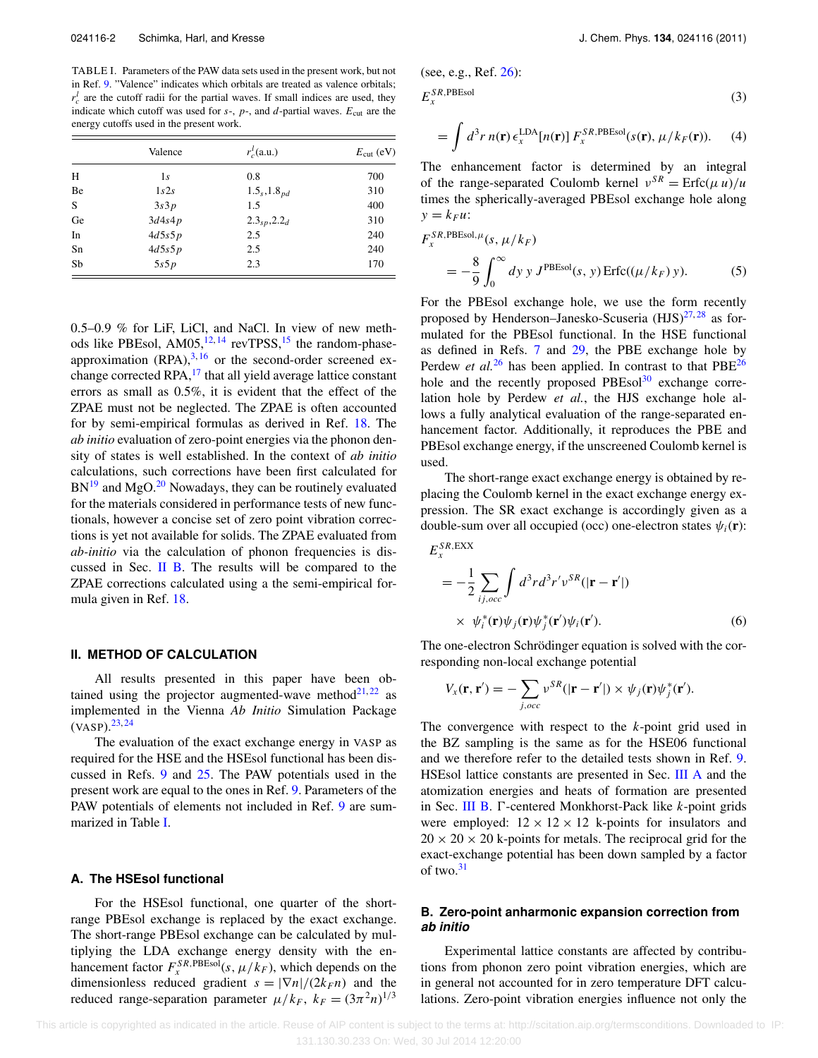TABLE I. Parameters of the PAW data sets used in the present work, but not in Ref. 9. "Valence" indicates which orbitals are treated as valence orbitals; $r_c^l$ are the cutoff radii for the partial waves. If small indices are used, they indicate which cutoff was used for *s*-, *p*-, and *d*-partial waves. $E_{\rm cut}$ are the energy cutoffs used in the present work.

| | Valence | $r_c^l$(a.u.) | $E_{\rm cut}$ (eV) |
|---|---|---|---|
| H | $1s$ | 0.8 | 700 |
| Be | $1s2s$ | $1.5_s,1.8_{pd}$ | 310 |
| S | $3s3p$ | 1.5 | 400 |
| Ge | $3d4s4p$ | $2.3_{sp},2.2_d$ | 310 |
| In | $4d5s5p$ | 2.5 | 240 |
| Sn | $4d5s5p$ | 2.5 | 240 |
| Sb | $5s5p$ | 2.3 | 170 |

0.5–0.9 % for LiF, LiCl, and NaCl. In view of new methods like PBEsol, AM05,[12,14] revTPSS,[15] the random-phase-approximation (RPA),[3,16] or the second-order screened exchange corrected RPA,[17] that all yield average lattice constant errors as small as 0.5%, it is evident that the effect of the ZPAE must not be neglected. The ZPAE is often accounted for by semi-empirical formulas as derived in Ref. 18. The *ab initio* evaluation of zero-point energies via the phonon density of states is well established. In the context of *ab initio* calculations, such corrections have been first calculated for BN[19] and MgO.[20] Nowadays, they can be routinely evaluated for the materials considered in performance tests of new functionals, however a concise set of zero point vibration corrections is yet not available for solids. The ZPAE evaluated from *ab-initio* via the calculation of phonon frequencies is discussed in Sec. II B. The results will be compared to the ZPAE corrections calculated using a the semi-empirical formula given in Ref. 18.

## II. METHOD OF CALCULATION

All results presented in this paper have been obtained using the projector augmented-wave method[21,22] as implemented in the Vienna *Ab Initio* Simulation Package (VASP).[23,24]

The evaluation of the exact exchange energy in VASP as required for the HSE and the HSEsol functional has been discussed in Refs. 9 and 25. The PAW potentials used in the present work are equal to the ones in Ref. 9. Parameters of the PAW potentials of elements not included in Ref. 9 are summarized in Table I.

### A. The HSEsol functional

For the HSEsol functional, one quarter of the short-range PBEsol exchange is replaced by the exact exchange. The short-range PBEsol exchange can be calculated by multiplying the LDA exchange energy density with the enhancement factor $F_x^{SR,\rm PBEsol}(s,\mu/k_F)$, which depends on the dimensionless reduced gradient $s = |\nabla n|/(2k_F n)$ and the reduced range-separation parameter $\mu/k_F$, $k_F = (3\pi^2 n)^{1/3}$ (see, e.g., Ref. 26):

$$E_x^{SR,\rm PBEsol} \tag{3}$$

$$= \int d^3r\, n(\mathbf{r})\, \epsilon_x^{\rm LDA}[n(\mathbf{r})]\, F_x^{SR,\rm PBEsol}(s(\mathbf{r}),\mu/k_F(\mathbf{r})). \tag{4}$$

The enhancement factor is determined by an integral of the range-separated Coulomb kernel $v^{SR} = \mathrm{Erfc}(\mu\, u)/u$ times the spherically-averaged PBEsol exchange hole along $y = k_F u$:

$$F_x^{SR,\rm PBEsol,\mu}(s,\mu/k_F) = -\frac{8}{9}\int_0^\infty dy\, y\, J^{\rm PBEsol}(s,y)\,\mathrm{Erfc}((\mu/k_F)\, y). \tag{5}$$

For the PBEsol exchange hole, we use the form recently proposed by Henderson–Janesko-Scuseria (HJS)[27,28] as formulated for the PBEsol functional. In the HSE functional as defined in Refs. 7 and 29, the PBE exchange hole by Perdew *et al.*[26] has been applied. In contrast to that PBE[26] hole and the recently proposed PBEsol[30] exchange correlation hole by Perdew *et al.*, the HJS exchange hole allows a fully analytical evaluation of the range-separated enhancement factor. Additionally, it reproduces the PBE and PBEsol exchange energy, if the unscreened Coulomb kernel is used.

The short-range exact exchange energy is obtained by replacing the Coulomb kernel in the exact exchange energy expression. The SR exact exchange is accordingly given as a double-sum over all occupied (occ) one-electron states $\psi_i(\mathbf{r})$:

$$E_x^{SR,\rm EXX} = -\frac{1}{2}\sum_{ij,occ}\int d^3r d^3r' v^{SR}(|\mathbf{r}-\mathbf{r}'|) \times\ \psi_i^*(\mathbf{r})\psi_j(\mathbf{r})\psi_j^*(\mathbf{r}')\psi_i(\mathbf{r}'). \tag{6}$$

The one-electron Schrödinger equation is solved with the corresponding non-local exchange potential

$$V_x(\mathbf{r},\mathbf{r}') = -\sum_{j,occ} v^{SR}(|\mathbf{r}-\mathbf{r}'|)\times\psi_j(\mathbf{r})\psi_j^*(\mathbf{r}').$$

The convergence with respect to the *k*-point grid used in the BZ sampling is the same as for the HSE06 functional and we therefore refer to the detailed tests shown in Ref. 9. HSEsol lattice constants are presented in Sec. III A and the atomization energies and heats of formation are presented in Sec. III B. Γ-centered Monkhorst-Pack like *k*-point grids were employed: $12\times12\times12$ k-points for insulators and $20\times20\times20$ k-points for metals. The reciprocal grid for the exact-exchange potential has been down sampled by a factor of two.[31]

### B. Zero-point anharmonic expansion correction from *ab initio*

Experimental lattice constants are affected by contributions from phonon zero point vibration energies, which are in general not accounted for in zero temperature DFT calculations. Zero-point vibration energies influence not only the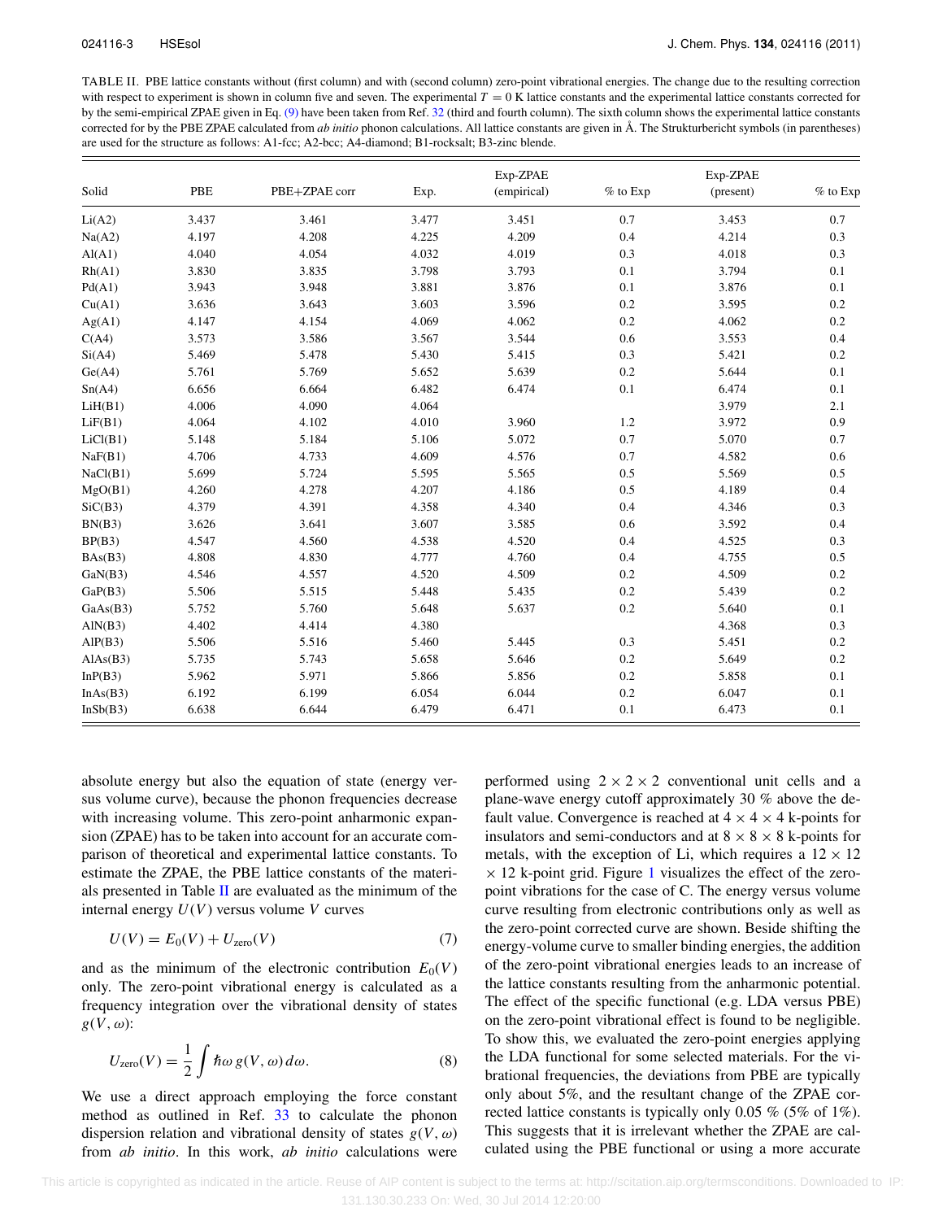TABLE II. PBE lattice constants without (first column) and with (second column) zero-point vibrational energies. The change due to the resulting correction with respect to experiment is shown in column five and seven. The experimental $T = 0$ K lattice constants and the experimental lattice constants corrected for by the semi-empirical ZPAE given in Eq. (9) have been taken from Ref. 32 (third and fourth column). The sixth column shows the experimental lattice constants corrected for by the PBE ZPAE calculated from *ab initio* phonon calculations. All lattice constants are given in Å. The Strukturbericht symbols (in parentheses) are used for the structure as follows: A1-fcc; A2-bcc; A4-diamond; B1-rocksalt; B3-zinc blende.

| Solid | PBE | PBE+ZPAE corr | Exp. | Exp-ZPAE (empirical) | % to Exp | Exp-ZPAE (present) | % to Exp |
|---|---|---|---|---|---|---|---|
| Li(A2) | 3.437 | 3.461 | 3.477 | 3.451 | 0.7 | 3.453 | 0.7 |
| Na(A2) | 4.197 | 4.208 | 4.225 | 4.209 | 0.4 | 4.214 | 0.3 |
| Al(A1) | 4.040 | 4.054 | 4.032 | 4.019 | 0.3 | 4.018 | 0.3 |
| Rh(A1) | 3.830 | 3.835 | 3.798 | 3.793 | 0.1 | 3.794 | 0.1 |
| Pd(A1) | 3.943 | 3.948 | 3.881 | 3.876 | 0.1 | 3.876 | 0.1 |
| Cu(A1) | 3.636 | 3.643 | 3.603 | 3.596 | 0.2 | 3.595 | 0.2 |
| Ag(A1) | 4.147 | 4.154 | 4.069 | 4.062 | 0.2 | 4.062 | 0.2 |
| C(A4) | 3.573 | 3.586 | 3.567 | 3.544 | 0.6 | 3.553 | 0.4 |
| Si(A4) | 5.469 | 5.478 | 5.430 | 5.415 | 0.3 | 5.421 | 0.2 |
| Ge(A4) | 5.761 | 5.769 | 5.652 | 5.639 | 0.2 | 5.644 | 0.1 |
| Sn(A4) | 6.656 | 6.664 | 6.482 | 6.474 | 0.1 | 6.474 | 0.1 |
| LiH(B1) | 4.006 | 4.090 | 4.064 | | | 3.979 | 2.1 |
| LiF(B1) | 4.064 | 4.102 | 4.010 | 3.960 | 1.2 | 3.972 | 0.9 |
| LiCl(B1) | 5.148 | 5.184 | 5.106 | 5.072 | 0.7 | 5.070 | 0.7 |
| NaF(B1) | 4.706 | 4.733 | 4.609 | 4.576 | 0.7 | 4.582 | 0.6 |
| NaCl(B1) | 5.699 | 5.724 | 5.595 | 5.565 | 0.5 | 5.569 | 0.5 |
| MgO(B1) | 4.260 | 4.278 | 4.207 | 4.186 | 0.5 | 4.189 | 0.4 |
| SiC(B3) | 4.379 | 4.391 | 4.358 | 4.340 | 0.4 | 4.346 | 0.3 |
| BN(B3) | 3.626 | 3.641 | 3.607 | 3.585 | 0.6 | 3.592 | 0.4 |
| BP(B3) | 4.547 | 4.560 | 4.538 | 4.520 | 0.4 | 4.525 | 0.3 |
| BAs(B3) | 4.808 | 4.830 | 4.777 | 4.760 | 0.4 | 4.755 | 0.5 |
| GaN(B3) | 4.546 | 4.557 | 4.520 | 4.509 | 0.2 | 4.509 | 0.2 |
| GaP(B3) | 5.506 | 5.515 | 5.448 | 5.435 | 0.2 | 5.439 | 0.2 |
| GaAs(B3) | 5.752 | 5.760 | 5.648 | 5.637 | 0.2 | 5.640 | 0.1 |
| AlN(B3) | 4.402 | 4.414 | 4.380 | | | 4.368 | 0.3 |
| AlP(B3) | 5.506 | 5.516 | 5.460 | 5.445 | 0.3 | 5.451 | 0.2 |
| AlAs(B3) | 5.735 | 5.743 | 5.658 | 5.646 | 0.2 | 5.649 | 0.2 |
| InP(B3) | 5.962 | 5.971 | 5.866 | 5.856 | 0.2 | 5.858 | 0.1 |
| InAs(B3) | 6.192 | 6.199 | 6.054 | 6.044 | 0.2 | 6.047 | 0.1 |
| InSb(B3) | 6.638 | 6.644 | 6.479 | 6.471 | 0.1 | 6.473 | 0.1 |

absolute energy but also the equation of state (energy versus volume curve), because the phonon frequencies decrease with increasing volume. This zero-point anharmonic expansion (ZPAE) has to be taken into account for an accurate comparison of theoretical and experimental lattice constants. To estimate the ZPAE, the PBE lattice constants of the materials presented in Table II are evaluated as the minimum of the internal energy $U(V)$ versus volume $V$ curves

$$U(V) = E_0(V) + U_{\text{zero}}(V) \tag{7}$$

and as the minimum of the electronic contribution $E_0(V)$ only. The zero-point vibrational energy is calculated as a frequency integration over the vibrational density of states $g(V, \omega)$:

$$U_{\text{zero}}(V) = \frac{1}{2}\int \hbar\omega\, g(V, \omega)\, d\omega. \tag{8}$$

We use a direct approach employing the force constant method as outlined in Ref. 33 to calculate the phonon dispersion relation and vibrational density of states $g(V, \omega)$ from *ab initio*. In this work, *ab initio* calculations were performed using $2 \times 2 \times 2$ conventional unit cells and a plane-wave energy cutoff approximately 30 % above the default value. Convergence is reached at $4 \times 4 \times 4$ k-points for insulators and semi-conductors and at $8 \times 8 \times 8$ k-points for metals, with the exception of Li, which requires a $12 \times 12 \times 12$ k-point grid. Figure 1 visualizes the effect of the zero-point vibrations for the case of C. The energy versus volume curve resulting from electronic contributions only as well as the zero-point corrected curve are shown. Beside shifting the energy-volume curve to smaller binding energies, the addition of the zero-point vibrational energies leads to an increase of the lattice constants resulting from the anharmonic potential. The effect of the specific functional (e.g. LDA versus PBE) on the zero-point vibrational effect is found to be negligible. To show this, we evaluated the zero-point energies applying the LDA functional for some selected materials. For the vibrational frequencies, the deviations from PBE are typically only about 5%, and the resultant change of the ZPAE corrected lattice constants is typically only 0.05 % (5% of 1%). This suggests that it is irrelevant whether the ZPAE are calculated using the PBE functional or using a more accurate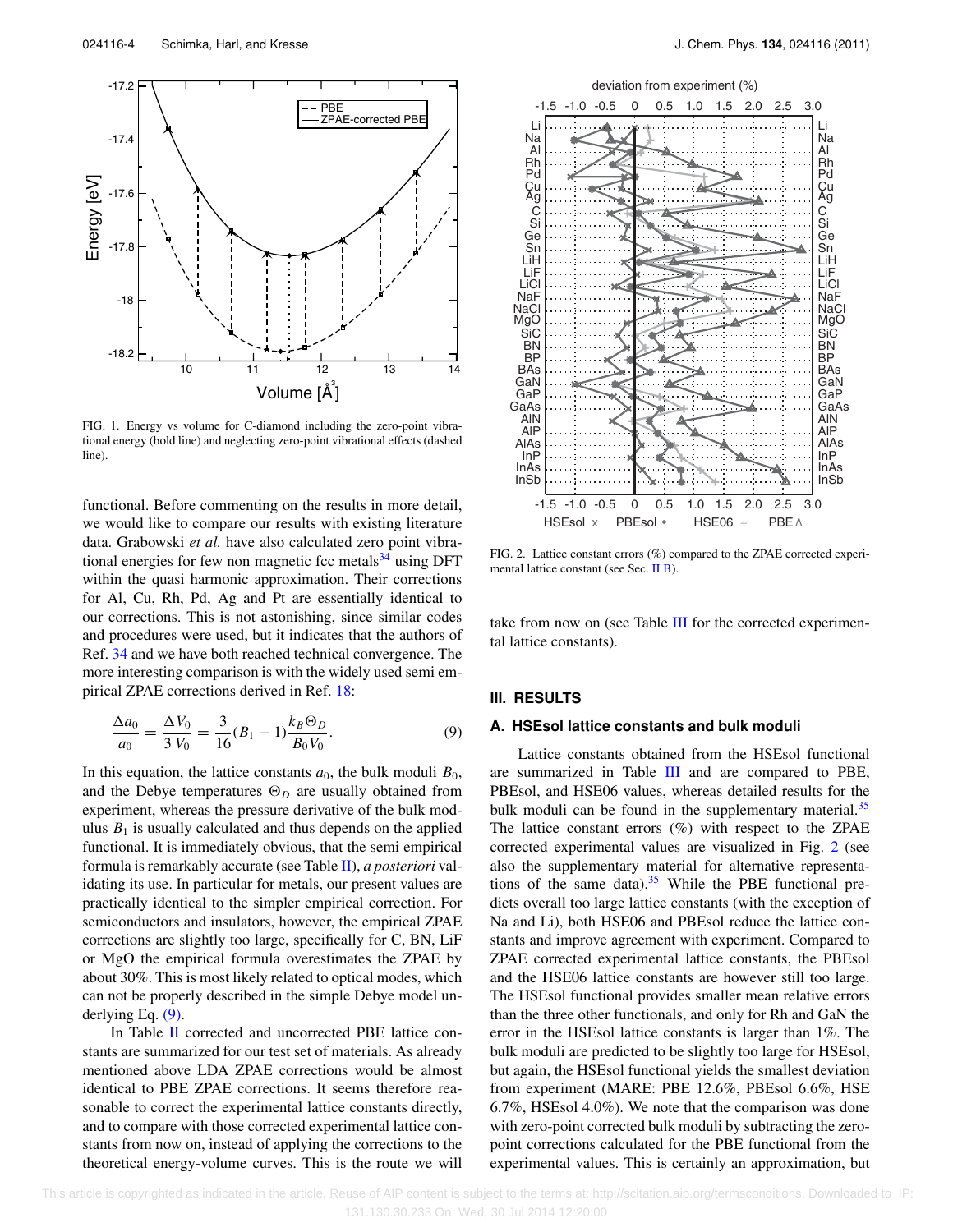FIG. 1. Energy vs volume for C-diamond including the zero-point vibrational energy (bold line) and neglecting zero-point vibrational effects (dashed line).

functional. Before commenting on the results in more detail, we would like to compare our results with existing literature data. Grabowski *et al.* have also calculated zero point vibrational energies for few non magnetic fcc metals[34] using DFT within the quasi harmonic approximation. Their corrections for Al, Cu, Rh, Pd, Ag and Pt are essentially identical to our corrections. This is not astonishing, since similar codes and procedures were used, but it indicates that the authors of Ref. 34 and we have both reached technical convergence. The more interesting comparison is with the widely used semi empirical ZPAE corrections derived in Ref. 18:

$$\frac{\Delta a_0}{a_0} = \frac{\Delta V_0}{3\,V_0} = \frac{3}{16}(B_1 - 1)\frac{k_B \Theta_D}{B_0 V_0}. \tag{9}$$

In this equation, the lattice constants $a_0$, the bulk moduli $B_0$, and the Debye temperatures $\Theta_D$ are usually obtained from experiment, whereas the pressure derivative of the bulk modulus $B_1$ is usually calculated and thus depends on the applied functional. It is immediately obvious, that the semi empirical formula is remarkably accurate (see Table II), *a posteriori* validating its use. In particular for metals, our present values are practically identical to the simpler empirical correction. For semiconductors and insulators, however, the empirical ZPAE corrections are slightly too large, specifically for C, BN, LiF or MgO the empirical formula overestimates the ZPAE by about 30%. This is most likely related to optical modes, which can not be properly described in the simple Debye model underlying Eq. (9).

In Table II corrected and uncorrected PBE lattice constants are summarized for our test set of materials. As already mentioned above LDA ZPAE corrections would be almost identical to PBE ZPAE corrections. It seems therefore reasonable to correct the experimental lattice constants directly, and to compare with those corrected experimental lattice constants from now on, instead of applying the corrections to the theoretical energy-volume curves. This is the route we will take from now on (see Table III for the corrected experimental lattice constants).

FIG. 2. Lattice constant errors (%) compared to the ZPAE corrected experimental lattice constant (see Sec. II B).

## III. RESULTS

### A. HSEsol lattice constants and bulk moduli

Lattice constants obtained from the HSEsol functional are summarized in Table III and are compared to PBE, PBEsol, and HSE06 values, whereas detailed results for the bulk moduli can be found in the supplementary material.[35] The lattice constant errors (%) with respect to the ZPAE corrected experimental values are visualized in Fig. 2 (see also the supplementary material for alternative representations of the same data).[35] While the PBE functional predicts overall too large lattice constants (with the exception of Na and Li), both HSE06 and PBEsol reduce the lattice constants and improve agreement with experiment. Compared to ZPAE corrected experimental lattice constants, the PBEsol and the HSE06 lattice constants are however still too large. The HSEsol functional provides smaller mean relative errors than the three other functionals, and only for Rh and GaN the error in the HSEsol lattice constants is larger than 1%. The bulk moduli are predicted to be slightly too large for HSEsol, but again, the HSEsol functional yields the smallest deviation from experiment (MARE: PBE 12.6%, PBEsol 6.6%, HSE 6.7%, HSEsol 4.0%). We note that the comparison was done with zero-point corrected bulk moduli by subtracting the zero-point corrections calculated for the PBE functional from the experimental values. This is certainly an approximation, but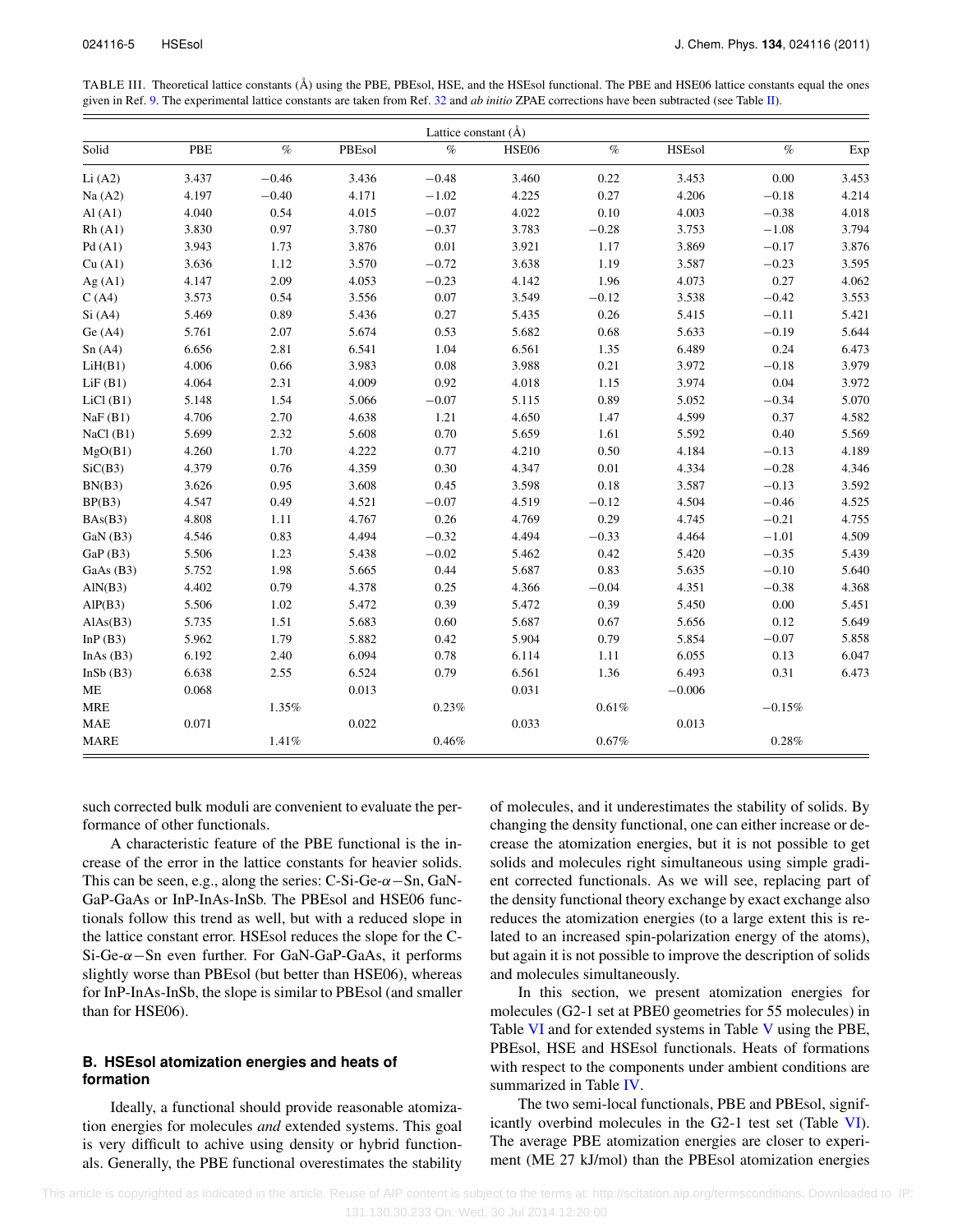TABLE III. Theoretical lattice constants (Å) using the PBE, PBEsol, HSE, and the HSEsol functional. The PBE and HSE06 lattice constants equal the ones given in Ref. 9. The experimental lattice constants are taken from Ref. 32 and *ab initio* ZPAE corrections have been subtracted (see Table II).

| Solid | PBE | % | PBEsol | % | HSE06 | % | HSEsol | % | Exp |
|---|---|---|---|---|---|---|---|---|---|
| Li (A2) | 3.437 | −0.46 | 3.436 | −0.48 | 3.460 | 0.22 | 3.453 | 0.00 | 3.453 |
| Na (A2) | 4.197 | −0.40 | 4.171 | −1.02 | 4.225 | 0.27 | 4.206 | −0.18 | 4.214 |
| Al (A1) | 4.040 | 0.54 | 4.015 | −0.07 | 4.022 | 0.10 | 4.003 | −0.38 | 4.018 |
| Rh (A1) | 3.830 | 0.97 | 3.780 | −0.37 | 3.783 | −0.28 | 3.753 | −1.08 | 3.794 |
| Pd (A1) | 3.943 | 1.73 | 3.876 | 0.01 | 3.921 | 1.17 | 3.869 | −0.17 | 3.876 |
| Cu (A1) | 3.636 | 1.12 | 3.570 | −0.72 | 3.638 | 1.19 | 3.587 | −0.23 | 3.595 |
| Ag (A1) | 4.147 | 2.09 | 4.053 | −0.23 | 4.142 | 1.96 | 4.073 | 0.27 | 4.062 |
| C (A4) | 3.573 | 0.54 | 3.556 | 0.07 | 3.549 | −0.12 | 3.538 | −0.42 | 3.553 |
| Si (A4) | 5.469 | 0.89 | 5.436 | 0.27 | 5.435 | 0.26 | 5.415 | −0.11 | 5.421 |
| Ge (A4) | 5.761 | 2.07 | 5.674 | 0.53 | 5.682 | 0.68 | 5.633 | −0.19 | 5.644 |
| Sn (A4) | 6.656 | 2.81 | 6.541 | 1.04 | 6.561 | 1.35 | 6.489 | 0.24 | 6.473 |
| LiH(B1) | 4.006 | 0.66 | 3.983 | 0.08 | 3.988 | 0.21 | 3.972 | −0.18 | 3.979 |
| LiF (B1) | 4.064 | 2.31 | 4.009 | 0.92 | 4.018 | 1.15 | 3.974 | 0.04 | 3.972 |
| LiCl (B1) | 5.148 | 1.54 | 5.066 | −0.07 | 5.115 | 0.89 | 5.052 | −0.34 | 5.070 |
| NaF (B1) | 4.706 | 2.70 | 4.638 | 1.21 | 4.650 | 1.47 | 4.599 | 0.37 | 4.582 |
| NaCl (B1) | 5.699 | 2.32 | 5.608 | 0.70 | 5.659 | 1.61 | 5.592 | 0.40 | 5.569 |
| MgO(B1) | 4.260 | 1.70 | 4.222 | 0.77 | 4.210 | 0.50 | 4.184 | −0.13 | 4.189 |
| SiC(B3) | 4.379 | 0.76 | 4.359 | 0.30 | 4.347 | 0.01 | 4.334 | −0.28 | 4.346 |
| BN(B3) | 3.626 | 0.95 | 3.608 | 0.45 | 3.598 | 0.18 | 3.587 | −0.13 | 3.592 |
| BP(B3) | 4.547 | 0.49 | 4.521 | −0.07 | 4.519 | −0.12 | 4.504 | −0.46 | 4.525 |
| BAs(B3) | 4.808 | 1.11 | 4.767 | 0.26 | 4.769 | 0.29 | 4.745 | −0.21 | 4.755 |
| GaN (B3) | 4.546 | 0.83 | 4.494 | −0.32 | 4.494 | −0.33 | 4.464 | −1.01 | 4.509 |
| GaP (B3) | 5.506 | 1.23 | 5.438 | −0.02 | 5.462 | 0.42 | 5.420 | −0.35 | 5.439 |
| GaAs (B3) | 5.752 | 1.98 | 5.665 | 0.44 | 5.687 | 0.83 | 5.635 | −0.10 | 5.640 |
| AlN(B3) | 4.402 | 0.79 | 4.378 | 0.25 | 4.366 | −0.04 | 4.351 | −0.38 | 4.368 |
| AlP(B3) | 5.506 | 1.02 | 5.472 | 0.39 | 5.472 | 0.39 | 5.450 | 0.00 | 5.451 |
| AlAs(B3) | 5.735 | 1.51 | 5.683 | 0.60 | 5.687 | 0.67 | 5.656 | 0.12 | 5.649 |
| InP (B3) | 5.962 | 1.79 | 5.882 | 0.42 | 5.904 | 0.79 | 5.854 | −0.07 | 5.858 |
| InAs (B3) | 6.192 | 2.40 | 6.094 | 0.78 | 6.114 | 1.11 | 6.055 | 0.13 | 6.047 |
| InSb (B3) | 6.638 | 2.55 | 6.524 | 0.79 | 6.561 | 1.36 | 6.493 | 0.31 | 6.473 |
| ME | 0.068 | | 0.013 | | 0.031 | | −0.006 | | |
| MRE | | 1.35% | | 0.23% | | 0.61% | | −0.15% | |
| MAE | 0.071 | | 0.022 | | 0.033 | | 0.013 | | |
| MARE | | 1.41% | | 0.46% | | 0.67% | | 0.28% | |

such corrected bulk moduli are convenient to evaluate the performance of other functionals.

A characteristic feature of the PBE functional is the increase of the error in the lattice constants for heavier solids. This can be seen, e.g., along the series: C-Si-Ge-$\alpha-$Sn, GaN-GaP-GaAs or InP-InAs-InSb. The PBEsol and HSE06 functionals follow this trend as well, but with a reduced slope in the lattice constant error. HSEsol reduces the slope for the C-Si-Ge-$\alpha-$Sn even further. For GaN-GaP-GaAs, it performs slightly worse than PBEsol (but better than HSE06), whereas for InP-InAs-InSb, the slope is similar to PBEsol (and smaller than for HSE06).

### B. HSEsol atomization energies and heats of formation

Ideally, a functional should provide reasonable atomization energies for molecules *and* extended systems. This goal is very difficult to achive using density or hybrid functionals. Generally, the PBE functional overestimates the stability of molecules, and it underestimates the stability of solids. By changing the density functional, one can either increase or decrease the atomization energies, but it is not possible to get solids and molecules right simultaneous using simple gradient corrected functionals. As we will see, replacing part of the density functional theory exchange by exact exchange also reduces the atomization energies (to a large extent this is related to an increased spin-polarization energy of the atoms), but again it is not possible to improve the description of solids and molecules simultaneously.

In this section, we present atomization energies for molecules (G2-1 set at PBE0 geometries for 55 molecules) in Table VI and for extended systems in Table V using the PBE, PBEsol, HSE and HSEsol functionals. Heats of formations with respect to the components under ambient conditions are summarized in Table IV.

The two semi-local functionals, PBE and PBEsol, significantly overbind molecules in the G2-1 test set (Table VI). The average PBE atomization energies are closer to experiment (ME 27 kJ/mol) than the PBEsol atomization energies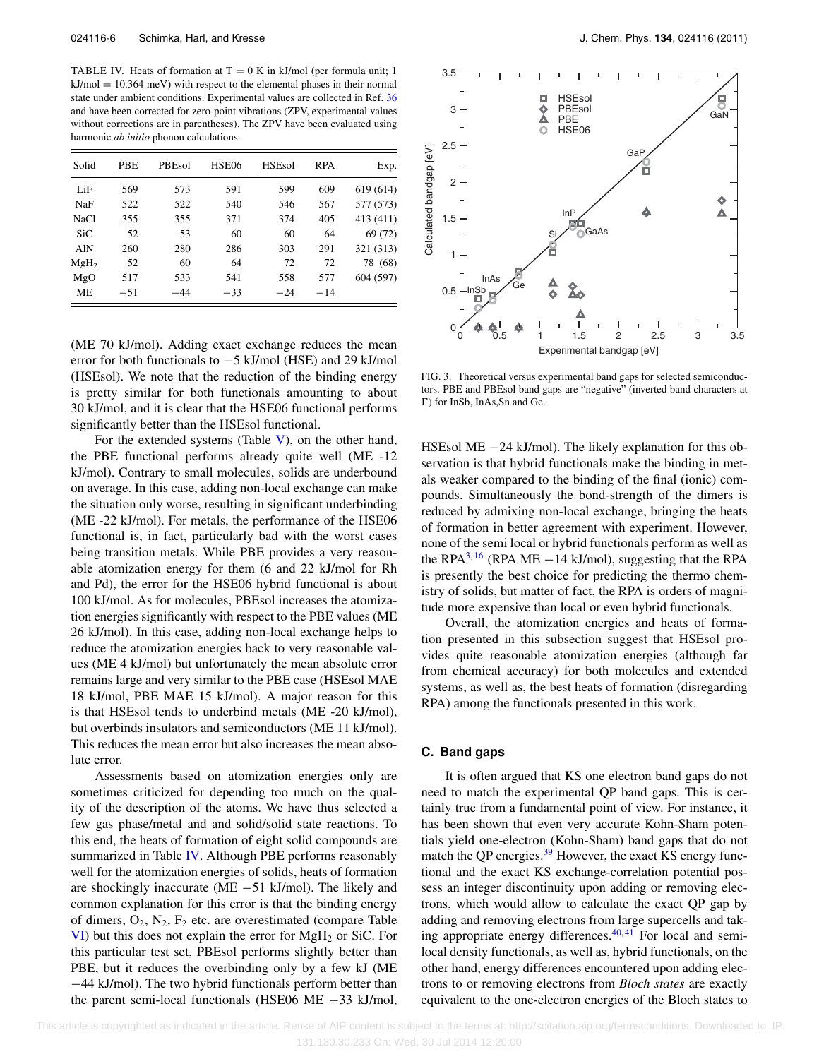TABLE IV. Heats of formation at T = 0 K in kJ/mol (per formula unit; 1 kJ/mol = 10.364 meV) with respect to the elemental phases in their normal state under ambient conditions. Experimental values are collected in Ref. 36 and have been corrected for zero-point vibrations (ZPV, experimental values without corrections are in parentheses). The ZPV have been evaluated using harmonic *ab initio* phonon calculations.

| Solid | PBE | PBEsol | HSE06 | HSEsol | RPA | Exp. |
|---|---|---|---|---|---|---|
| LiF | 569 | 573 | 591 | 599 | 609 | 619 (614) |
| NaF | 522 | 522 | 540 | 546 | 567 | 577 (573) |
| NaCl | 355 | 355 | 371 | 374 | 405 | 413 (411) |
| SiC | 52 | 53 | 60 | 60 | 64 | 69 (72) |
| AlN | 260 | 280 | 286 | 303 | 291 | 321 (313) |
| $MgH_2$ | 52 | 60 | 64 | 72 | 72 | 78 (68) |
| MgO | 517 | 533 | 541 | 558 | 577 | 604 (597) |
| ME | −51 | −44 | −33 | −24 | −14 | |

(ME 70 kJ/mol). Adding exact exchange reduces the mean error for both functionals to −5 kJ/mol (HSE) and 29 kJ/mol (HSEsol). We note that the reduction of the binding energy is pretty similar for both functionals amounting to about 30 kJ/mol, and it is clear that the HSE06 functional performs significantly better than the HSEsol functional.

For the extended systems (Table V), on the other hand, the PBE functional performs already quite well (ME -12 kJ/mol). Contrary to small molecules, solids are underbound on average. In this case, adding non-local exchange can make the situation only worse, resulting in significant underbinding (ME -22 kJ/mol). For metals, the performance of the HSE06 functional is, in fact, particularly bad with the worst cases being transition metals. While PBE provides a very reasonable atomization energy for them (6 and 22 kJ/mol for Rh and Pd), the error for the HSE06 hybrid functional is about 100 kJ/mol. As for molecules, PBEsol increases the atomization energies significantly with respect to the PBE values (ME 26 kJ/mol). In this case, adding non-local exchange helps to reduce the atomization energies back to very reasonable values (ME 4 kJ/mol) but unfortunately the mean absolute error remains large and very similar to the PBE case (HSEsol MAE 18 kJ/mol, PBE MAE 15 kJ/mol). A major reason for this is that HSEsol tends to underbind metals (ME -20 kJ/mol), but overbinds insulators and semiconductors (ME 11 kJ/mol). This reduces the mean error but also increases the mean absolute error.

Assessments based on atomization energies only are sometimes criticized for depending too much on the quality of the description of the atoms. We have thus selected a few gas phase/metal and and solid/solid state reactions. To this end, the heats of formation of eight solid compounds are summarized in Table IV. Although PBE performs reasonably well for the atomization energies of solids, heats of formation are shockingly inaccurate (ME −51 kJ/mol). The likely and common explanation for this error is that the binding energy of dimers, $O_2$, $N_2$, $F_2$ etc. are overestimated (compare Table VI) but this does not explain the error for $MgH_2$ or SiC. For this particular test set, PBEsol performs slightly better than PBE, but it reduces the overbinding only by a few kJ (ME −44 kJ/mol). The two hybrid functionals perform better than the parent semi-local functionals (HSE06 ME −33 kJ/mol, HSEsol ME −24 kJ/mol). The likely explanation for this observation is that hybrid functionals make the binding in metals weaker compared to the binding of the final (ionic) compounds. Simultaneously the bond-strength of the dimers is reduced by admixing non-local exchange, bringing the heats of formation in better agreement with experiment. However, none of the semi local or hybrid functionals perform as well as the RPA[3,16] (RPA ME −14 kJ/mol), suggesting that the RPA is presently the best choice for predicting the thermo chemistry of solids, but matter of fact, the RPA is orders of magnitude more expensive than local or even hybrid functionals.

Overall, the atomization energies and heats of formation presented in this subsection suggest that HSEsol provides quite reasonable atomization energies (although far from chemical accuracy) for both molecules and extended systems, as well as, the best heats of formation (disregarding RPA) among the functionals presented in this work.

FIG. 3. Theoretical versus experimental band gaps for selected semiconductors. PBE and PBEsol band gaps are "negative" (inverted band characters at Γ) for InSb, InAs,Sn and Ge.

### C. Band gaps

It is often argued that KS one electron band gaps do not need to match the experimental QP band gaps. This is certainly true from a fundamental point of view. For instance, it has been shown that even very accurate Kohn-Sham potentials yield one-electron (Kohn-Sham) band gaps that do not match the QP energies.[39] However, the exact KS energy functional and the exact KS exchange-correlation potential possess an integer discontinuity upon adding or removing electrons, which would allow to calculate the exact QP gap by adding and removing electrons from large supercells and taking appropriate energy differences.[40,41] For local and semi-local density functionals, as well as, hybrid functionals, on the other hand, energy differences encountered upon adding electrons to or removing electrons from *Bloch states* are exactly equivalent to the one-electron energies of the Bloch states to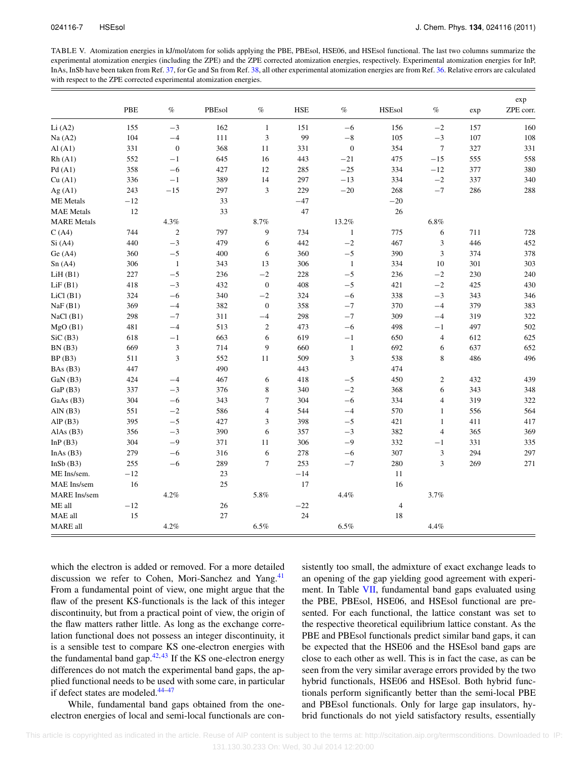TABLE V. Atomization energies in kJ/mol/atom for solids applying the PBE, PBEsol, HSE06, and HSEsol functional. The last two columns summarize the experimental atomization energies (including the ZPE) and the ZPE corrected atomization energies, respectively. Experimental atomization energies for InP, InAs, InSb have been taken from Ref. 37, for Ge and Sn from Ref. 38, all other experimental atomization energies are from Ref. 36. Relative errors are calculated with respect to the ZPE corrected experimental atomization energies.

| | PBE | % | PBEsol | % | HSE | % | HSEsol | % | exp | exp ZPE corr. |
|---|---|---|---|---|---|---|---|---|---|---|
| Li (A2) | 155 | −3 | 162 | 1 | 151 | −6 | 156 | −2 | 157 | 160 |
| Na (A2) | 104 | −4 | 111 | 3 | 99 | −8 | 105 | −3 | 107 | 108 |
| Al (A1) | 331 | 0 | 368 | 11 | 331 | 0 | 354 | 7 | 327 | 331 |
| Rh (A1) | 552 | −1 | 645 | 16 | 443 | −21 | 475 | −15 | 555 | 558 |
| Pd (A1) | 358 | −6 | 427 | 12 | 285 | −25 | 334 | −12 | 377 | 380 |
| Cu (A1) | 336 | −1 | 389 | 14 | 297 | −13 | 334 | −2 | 337 | 340 |
| Ag (A1) | 243 | −15 | 297 | 3 | 229 | −20 | 268 | −7 | 286 | 288 |
| ME Metals | −12 | | 33 | | −47 | | −20 | | | |
| MAE Metals | 12 | | 33 | | 47 | | 26 | | | |
| MARE Metals | | 4.3% | | 8.7% | | 13.2% | | 6.8% | | |
| C (A4) | 744 | 2 | 797 | 9 | 734 | 1 | 775 | 6 | 711 | 728 |
| Si (A4) | 440 | −3 | 479 | 6 | 442 | −2 | 467 | 3 | 446 | 452 |
| Ge (A4) | 360 | −5 | 400 | 6 | 360 | −5 | 390 | 3 | 374 | 378 |
| Sn (A4) | 306 | 1 | 343 | 13 | 306 | 1 | 334 | 10 | 301 | 303 |
| LiH (B1) | 227 | −5 | 236 | −2 | 228 | −5 | 236 | −2 | 230 | 240 |
| LiF (B1) | 418 | −3 | 432 | 0 | 408 | −5 | 421 | −2 | 425 | 430 |
| LiCl (B1) | 324 | −6 | 340 | −2 | 324 | −6 | 338 | −3 | 343 | 346 |
| NaF (B1) | 369 | −4 | 382 | 0 | 358 | −7 | 370 | −4 | 379 | 383 |
| NaCl (B1) | 298 | −7 | 311 | −4 | 298 | −7 | 309 | −4 | 319 | 322 |
| MgO (B1) | 481 | −4 | 513 | 2 | 473 | −6 | 498 | −1 | 497 | 502 |
| SiC (B3) | 618 | −1 | 663 | 6 | 619 | −1 | 650 | 4 | 612 | 625 |
| BN (B3) | 669 | 3 | 714 | 9 | 660 | 1 | 692 | 6 | 637 | 652 |
| BP (B3) | 511 | 3 | 552 | 11 | 509 | 3 | 538 | 8 | 486 | 496 |
| BAs (B3) | 447 | | 490 | | 443 | | 474 | | | |
| GaN (B3) | 424 | −4 | 467 | 6 | 418 | −5 | 450 | 2 | 432 | 439 |
| GaP (B3) | 337 | −3 | 376 | 8 | 340 | −2 | 368 | 6 | 343 | 348 |
| GaAs (B3) | 304 | −6 | 343 | 7 | 304 | −6 | 334 | 4 | 319 | 322 |
| AlN (B3) | 551 | −2 | 586 | 4 | 544 | −4 | 570 | 1 | 556 | 564 |
| AlP (B3) | 395 | −5 | 427 | 3 | 398 | −5 | 421 | 1 | 411 | 417 |
| AlAs (B3) | 356 | −3 | 390 | 6 | 357 | −3 | 382 | 4 | 365 | 369 |
| InP (B3) | 304 | −9 | 371 | 11 | 306 | −9 | 332 | −1 | 331 | 335 |
| InAs (B3) | 279 | −6 | 316 | 6 | 278 | −6 | 307 | 3 | 294 | 297 |
| InSb (B3) | 255 | −6 | 289 | 7 | 253 | −7 | 280 | 3 | 269 | 271 |
| ME Ins/sem. | −12 | | 23 | | −14 | | 11 | | | |
| MAE Ins/sem | 16 | | 25 | | 17 | | 16 | | | |
| MARE Ins/sem | | 4.2% | | 5.8% | | 4.4% | | 3.7% | | |
| ME all | −12 | | 26 | | −22 | | 4 | | | |
| MAE all | 15 | | 27 | | 24 | | 18 | | | |
| MARE all | | 4.2% | | 6.5% | | 6.5% | | 4.4% | | |

which the electron is added or removed. For a more detailed discussion we refer to Cohen, Mori-Sanchez and Yang.[41] From a fundamental point of view, one might argue that the flaw of the present KS-functionals is the lack of this integer discontinuity, but from a practical point of view, the origin of the flaw matters rather little. As long as the exchange correlation functional does not possess an integer discontinuity, it is a sensible test to compare KS one-electron energies with the fundamental band gap.[42,43] If the KS one-electron energy differences do not match the experimental band gaps, the applied functional needs to be used with some care, in particular if defect states are modeled.[44–47]

While, fundamental band gaps obtained from the one-electron energies of local and semi-local functionals are consistently too small, the admixture of exact exchange leads to an opening of the gap yielding good agreement with experiment. In Table VII, fundamental band gaps evaluated using the PBE, PBEsol, HSE06, and HSEsol functional are presented. For each functional, the lattice constant was set to the respective theoretical equilibrium lattice constant. As the PBE and PBEsol functionals predict similar band gaps, it can be expected that the HSE06 and the HSEsol band gaps are close to each other as well. This is in fact the case, as can be seen from the very similar average errors provided by the two hybrid functionals, HSE06 and HSEsol. Both hybrid functionals perform significantly better than the semi-local PBE and PBEsol functionals. Only for large gap insulators, hybrid functionals do not yield satisfactory results, essentially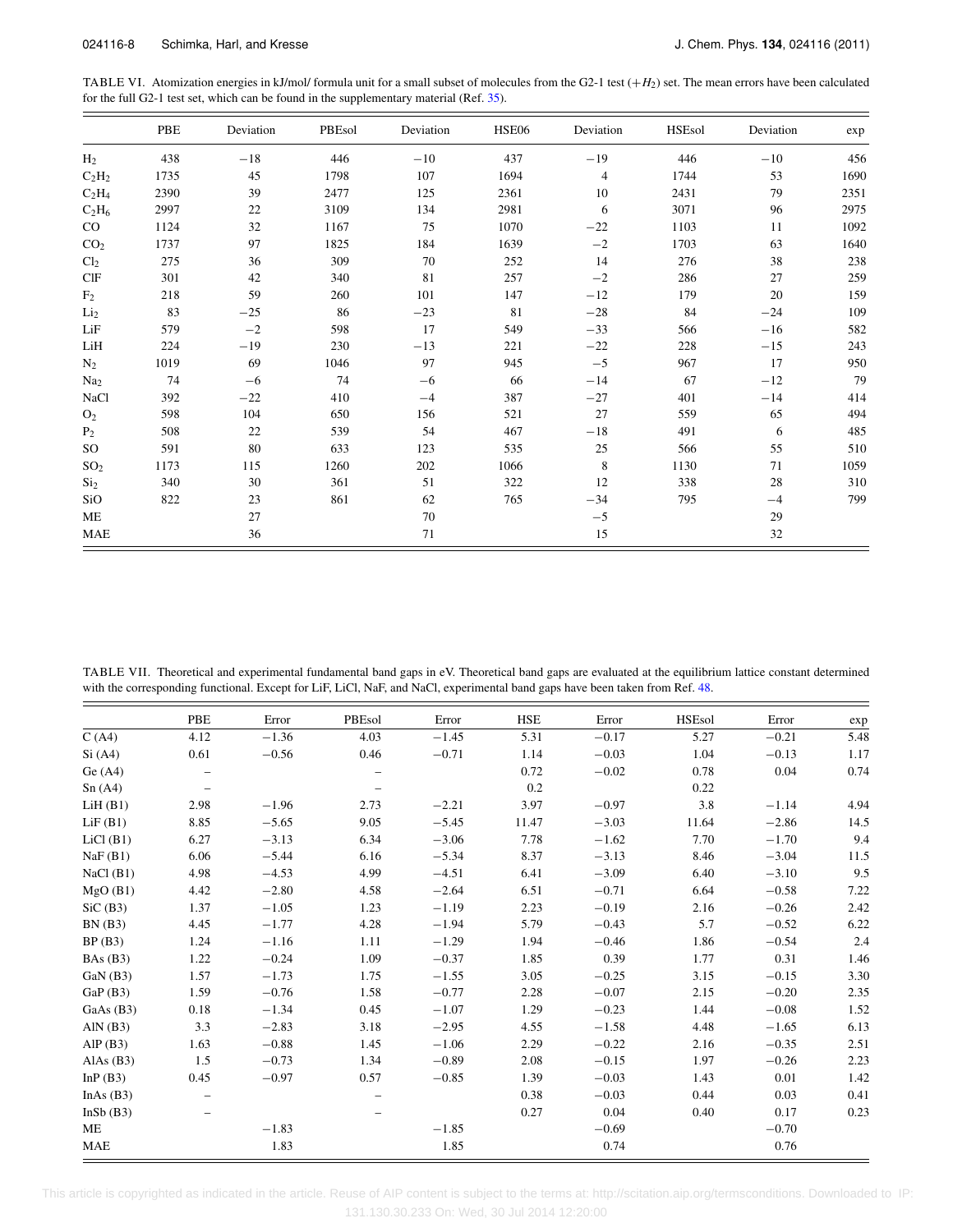TABLE VI. Atomization energies in kJ/mol/ formula unit for a small subset of molecules from the G2-1 test ($+H_2$) set. The mean errors have been calculated for the full G2-1 test set, which can be found in the supplementary material (Ref. 35).

| | PBE | Deviation | PBEsol | Deviation | HSE06 | Deviation | HSEsol | Deviation | exp |
|---|---|---|---|---|---|---|---|---|---|
| $H_2$ | 438 | −18 | 446 | −10 | 437 | −19 | 446 | −10 | 456 |
| $C_2H_2$ | 1735 | 45 | 1798 | 107 | 1694 | 4 | 1744 | 53 | 1690 |
| $C_2H_4$ | 2390 | 39 | 2477 | 125 | 2361 | 10 | 2431 | 79 | 2351 |
| $C_2H_6$ | 2997 | 22 | 3109 | 134 | 2981 | 6 | 3071 | 96 | 2975 |
| CO | 1124 | 32 | 1167 | 75 | 1070 | −22 | 1103 | 11 | 1092 |
| $CO_2$ | 1737 | 97 | 1825 | 184 | 1639 | −2 | 1703 | 63 | 1640 |
| $Cl_2$ | 275 | 36 | 309 | 70 | 252 | 14 | 276 | 38 | 238 |
| ClF | 301 | 42 | 340 | 81 | 257 | −2 | 286 | 27 | 259 |
| $F_2$ | 218 | 59 | 260 | 101 | 147 | −12 | 179 | 20 | 159 |
| $Li_2$ | 83 | −25 | 86 | −23 | 81 | −28 | 84 | −24 | 109 |
| LiF | 579 | −2 | 598 | 17 | 549 | −33 | 566 | −16 | 582 |
| LiH | 224 | −19 | 230 | −13 | 221 | −22 | 228 | −15 | 243 |
| $N_2$ | 1019 | 69 | 1046 | 97 | 945 | −5 | 967 | 17 | 950 |
| $Na_2$ | 74 | −6 | 74 | −6 | 66 | −14 | 67 | −12 | 79 |
| NaCl | 392 | −22 | 410 | −4 | 387 | −27 | 401 | −14 | 414 |
| $O_2$ | 598 | 104 | 650 | 156 | 521 | 27 | 559 | 65 | 494 |
| $P_2$ | 508 | 22 | 539 | 54 | 467 | −18 | 491 | 6 | 485 |
| SO | 591 | 80 | 633 | 123 | 535 | 25 | 566 | 55 | 510 |
| $SO_2$ | 1173 | 115 | 1260 | 202 | 1066 | 8 | 1130 | 71 | 1059 |
| $Si_2$ | 340 | 30 | 361 | 51 | 322 | 12 | 338 | 28 | 310 |
| SiO | 822 | 23 | 861 | 62 | 765 | −34 | 795 | −4 | 799 |
| ME | | 27 | | 70 | | −5 | | 29 | |
| MAE | | 36 | | 71 | | 15 | | 32 | |

TABLE VII. Theoretical and experimental fundamental band gaps in eV. Theoretical band gaps are evaluated at the equilibrium lattice constant determined with the corresponding functional. Except for LiF, LiCl, NaF, and NaCl, experimental band gaps have been taken from Ref. 48.

| | PBE | Error | PBEsol | Error | HSE | Error | HSEsol | Error | exp |
|---|---|---|---|---|---|---|---|---|---|
| C (A4) | 4.12 | −1.36 | 4.03 | −1.45 | 5.31 | −0.17 | 5.27 | −0.21 | 5.48 |
| Si (A4) | 0.61 | −0.56 | 0.46 | −0.71 | 1.14 | −0.03 | 1.04 | −0.13 | 1.17 |
| Ge (A4) | – | | – | | 0.72 | −0.02 | 0.78 | 0.04 | 0.74 |
| Sn (A4) | – | | – | | 0.2 | | 0.22 | | |
| LiH (B1) | 2.98 | −1.96 | 2.73 | −2.21 | 3.97 | −0.97 | 3.8 | −1.14 | 4.94 |
| LiF (B1) | 8.85 | −5.65 | 9.05 | −5.45 | 11.47 | −3.03 | 11.64 | −2.86 | 14.5 |
| LiCl (B1) | 6.27 | −3.13 | 6.34 | −3.06 | 7.78 | −1.62 | 7.70 | −1.70 | 9.4 |
| NaF (B1) | 6.06 | −5.44 | 6.16 | −5.34 | 8.37 | −3.13 | 8.46 | −3.04 | 11.5 |
| NaCl (B1) | 4.98 | −4.53 | 4.99 | −4.51 | 6.41 | −3.09 | 6.40 | −3.10 | 9.5 |
| MgO (B1) | 4.42 | −2.80 | 4.58 | −2.64 | 6.51 | −0.71 | 6.64 | −0.58 | 7.22 |
| SiC (B3) | 1.37 | −1.05 | 1.23 | −1.19 | 2.23 | −0.19 | 2.16 | −0.26 | 2.42 |
| BN (B3) | 4.45 | −1.77 | 4.28 | −1.94 | 5.79 | −0.43 | 5.7 | −0.52 | 6.22 |
| BP (B3) | 1.24 | −1.16 | 1.11 | −1.29 | 1.94 | −0.46 | 1.86 | −0.54 | 2.4 |
| BAs (B3) | 1.22 | −0.24 | 1.09 | −0.37 | 1.85 | 0.39 | 1.77 | 0.31 | 1.46 |
| GaN (B3) | 1.57 | −1.73 | 1.75 | −1.55 | 3.05 | −0.25 | 3.15 | −0.15 | 3.30 |
| GaP (B3) | 1.59 | −0.76 | 1.58 | −0.77 | 2.28 | −0.07 | 2.15 | −0.20 | 2.35 |
| GaAs (B3) | 0.18 | −1.34 | 0.45 | −1.07 | 1.29 | −0.23 | 1.44 | −0.08 | 1.52 |
| AlN (B3) | 3.3 | −2.83 | 3.18 | −2.95 | 4.55 | −1.58 | 4.48 | −1.65 | 6.13 |
| AlP (B3) | 1.63 | −0.88 | 1.45 | −1.06 | 2.29 | −0.22 | 2.16 | −0.35 | 2.51 |
| AlAs (B3) | 1.5 | −0.73 | 1.34 | −0.89 | 2.08 | −0.15 | 1.97 | −0.26 | 2.23 |
| InP (B3) | 0.45 | −0.97 | 0.57 | −0.85 | 1.39 | −0.03 | 1.43 | 0.01 | 1.42 |
| InAs (B3) | – | | – | | 0.38 | −0.03 | 0.44 | 0.03 | 0.41 |
| InSb (B3) | – | | – | | 0.27 | 0.04 | 0.40 | 0.17 | 0.23 |
| ME | | −1.83 | | −1.85 | | −0.69 | | −0.70 | |
| MAE | | 1.83 | | 1.85 | | 0.74 | | 0.76 | |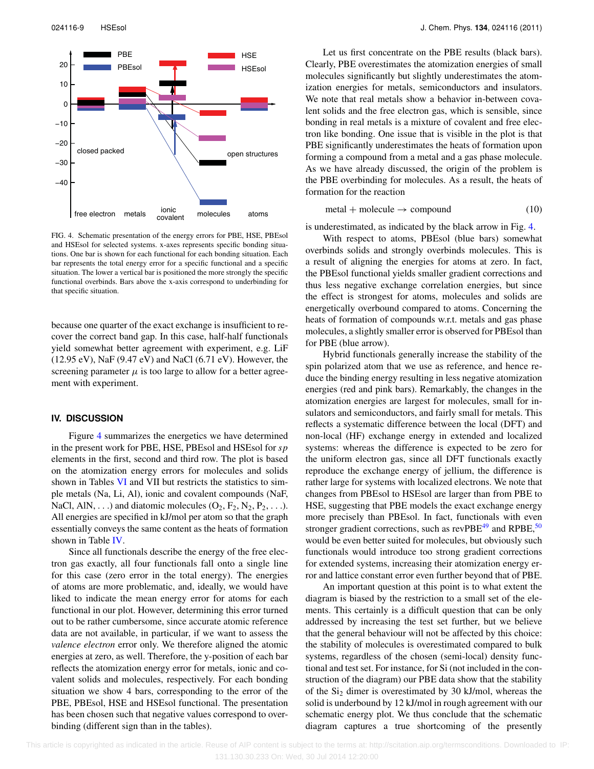FIG. 4. Schematic presentation of the energy errors for PBE, HSE, PBEsol and HSEsol for selected systems. x-axes represents specific bonding situations. One bar is shown for each functional for each bonding situation. Each bar represents the total energy error for a specific functional and a specific situation. The lower a vertical bar is positioned the more strongly the specific functional overbinds. Bars above the x-axis correspond to underbinding for that specific situation.

because one quarter of the exact exchange is insufficient to recover the correct band gap. In this case, half-half functionals yield somewhat better agreement with experiment, e.g. LiF (12.95 eV), NaF (9.47 eV) and NaCl (6.71 eV). However, the screening parameter $\mu$ is too large to allow for a better agreement with experiment.

## IV. DISCUSSION

Figure 4 summarizes the energetics we have determined in the present work for PBE, HSE, PBEsol and HSEsol for *sp* elements in the first, second and third row. The plot is based on the atomization energy errors for molecules and solids shown in Tables VI and VII but restricts the statistics to simple metals (Na, Li, Al), ionic and covalent compounds (NaF, NaCl, AlN, ...) and diatomic molecules ($O_2$, $F_2$, $N_2$, $P_2$, ...). All energies are specified in kJ/mol per atom so that the graph essentially conveys the same content as the heats of formation shown in Table IV.

Since all functionals describe the energy of the free electron gas exactly, all four functionals fall onto a single line for this case (zero error in the total energy). The energies of atoms are more problematic, and, ideally, we would have liked to indicate the mean energy error for atoms for each functional in our plot. However, determining this error turned out to be rather cumbersome, since accurate atomic reference data are not available, in particular, if we want to assess the *valence electron* error only. We therefore aligned the atomic energies at zero, as well. Therefore, the y-position of each bar reflects the atomization energy error for metals, ionic and covalent solids and molecules, respectively. For each bonding situation we show 4 bars, corresponding to the error of the PBE, PBEsol, HSE and HSEsol functional. The presentation has been chosen such that negative values correspond to overbinding (different sign than in the tables).

Let us first concentrate on the PBE results (black bars). Clearly, PBE overestimates the atomization energies of small molecules significantly but slightly underestimates the atomization energies for metals, semiconductors and insulators. We note that real metals show a behavior in-between covalent solids and the free electron gas, which is sensible, since bonding in real metals is a mixture of covalent and free electron like bonding. One issue that is visible in the plot is that PBE significantly underestimates the heats of formation upon forming a compound from a metal and a gas phase molecule. As we have already discussed, the origin of the problem is the PBE overbinding for molecules. As a result, the heats of formation for the reaction

$$\text{metal} + \text{molecule} \rightarrow \text{compound} \tag{10}$$

is underestimated, as indicated by the black arrow in Fig. 4.

With respect to atoms, PBEsol (blue bars) somewhat overbinds solids and strongly overbinds molecules. This is a result of aligning the energies for atoms at zero. In fact, the PBEsol functional yields smaller gradient corrections and thus less negative exchange correlation energies, but since the effect is strongest for atoms, molecules and solids are energetically overbound compared to atoms. Concerning the heats of formation of compounds w.r.t. metals and gas phase molecules, a slightly smaller error is observed for PBEsol than for PBE (blue arrow).

Hybrid functionals generally increase the stability of the spin polarized atom that we use as reference, and hence reduce the binding energy resulting in less negative atomization energies (red and pink bars). Remarkably, the changes in the atomization energies are largest for molecules, small for insulators and semiconductors, and fairly small for metals. This reflects a systematic difference between the local (DFT) and non-local (HF) exchange energy in extended and localized systems: whereas the difference is expected to be zero for the uniform electron gas, since all DFT functionals exactly reproduce the exchange energy of jellium, the difference is rather large for systems with localized electrons. We note that changes from PBEsol to HSEsol are larger than from PBE to HSE, suggesting that PBE models the exact exchange energy more precisely than PBEsol. In fact, functionals with even stronger gradient corrections, such as revPBE[49] and RPBE,[50] would be even better suited for molecules, but obviously such functionals would introduce too strong gradient corrections for extended systems, increasing their atomization energy error and lattice constant error even further beyond that of PBE.

An important question at this point is to what extent the diagram is biased by the restriction to a small set of the elements. This certainly is a difficult question that can be only addressed by increasing the test set further, but we believe that the general behaviour will not be affected by this choice: the stability of molecules is overestimated compared to bulk systems, regardless of the chosen (semi-local) density functional and test set. For instance, for Si (not included in the construction of the diagram) our PBE data show that the stability of the $Si_2$ dimer is overestimated by 30 kJ/mol, whereas the solid is underbound by 12 kJ/mol in rough agreement with our schematic energy plot. We thus conclude that the schematic diagram captures a true shortcoming of the presently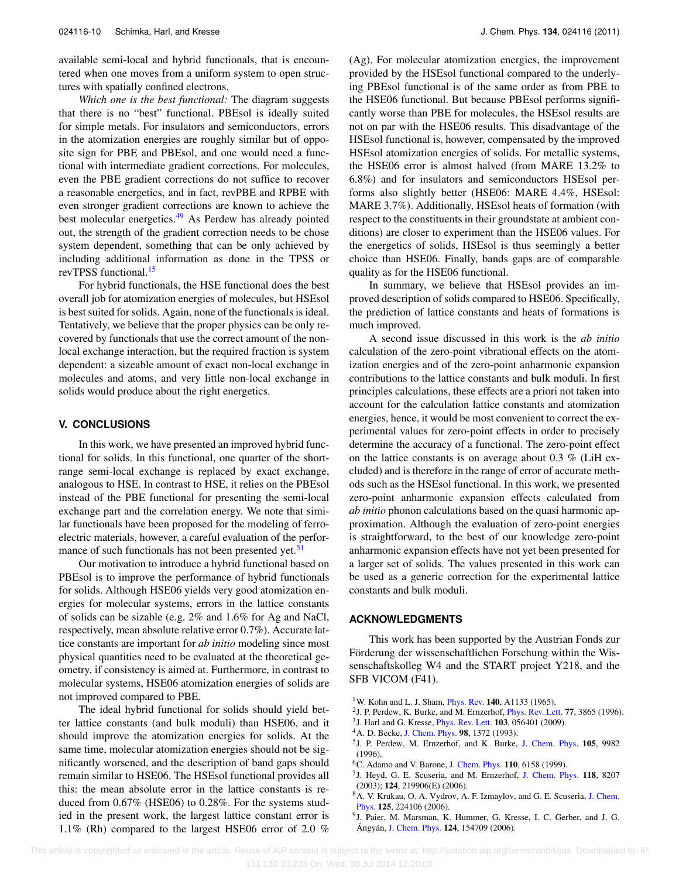available semi-local and hybrid functionals, that is encountered when one moves from a uniform system to open structures with spatially confined electrons.

*Which one is the best functional:* The diagram suggests that there is no "best" functional. PBEsol is ideally suited for simple metals. For insulators and semiconductors, errors in the atomization energies are roughly similar but of opposite sign for PBE and PBEsol, and one would need a functional with intermediate gradient corrections. For molecules, even the PBE gradient corrections do not suffice to recover a reasonable energetics, and in fact, revPBE and RPBE with even stronger gradient corrections are known to achieve the best molecular energetics.[49] As Perdew has already pointed out, the strength of the gradient correction needs to be chose system dependent, something that can be only achieved by including additional information as done in the TPSS or revTPSS functional.[15]

For hybrid functionals, the HSE functional does the best overall job for atomization energies of molecules, but HSEsol is best suited for solids. Again, none of the functionals is ideal. Tentatively, we believe that the proper physics can be only recovered by functionals that use the correct amount of the nonlocal exchange interaction, but the required fraction is system dependent: a sizeable amount of exact non-local exchange in molecules and atoms, and very little non-local exchange in solids would produce about the right energetics.

## V. CONCLUSIONS

In this work, we have presented an improved hybrid functional for solids. In this functional, one quarter of the short-range semi-local exchange is replaced by exact exchange, analogous to HSE. In contrast to HSE, it relies on the PBEsol instead of the PBE functional for presenting the semi-local exchange part and the correlation energy. We note that similar functionals have been proposed for the modeling of ferroelectric materials, however, a careful evaluation of the performance of such functionals has not been presented yet.[51]

Our motivation to introduce a hybrid functional based on PBEsol is to improve the performance of hybrid functionals for solids. Although HSE06 yields very good atomization energies for molecular systems, errors in the lattice constants of solids can be sizable (e.g. 2% and 1.6% for Ag and NaCl, respectively, mean absolute relative error 0.7%). Accurate lattice constants are important for *ab initio* modeling since most physical quantities need to be evaluated at the theoretical geometry, if consistency is aimed at. Furthermore, in contrast to molecular systems, HSE06 atomization energies of solids are not improved compared to PBE.

The ideal hybrid functional for solids should yield better lattice constants (and bulk moduli) than HSE06, and it should improve the atomization energies for solids. At the same time, molecular atomization energies should not be significantly worsened, and the description of band gaps should remain similar to HSE06. The HSEsol functional provides all this: the mean absolute error in the lattice constants is reduced from 0.67% (HSE06) to 0.28%. For the systems studied in the present work, the largest lattice constant error is 1.1% (Rh) compared to the largest HSE06 error of 2.0 % (Ag). For molecular atomization energies, the improvement provided by the HSEsol functional compared to the underlying PBEsol functional is of the same order as from PBE to the HSE06 functional. But because PBEsol performs significantly worse than PBE for molecules, the HSEsol results are not on par with the HSE06 results. This disadvantage of the HSEsol functional is, however, compensated by the improved HSEsol atomization energies of solids. For metallic systems, the HSE06 error is almost halved (from MARE 13.2% to 6.8%) and for insulators and semiconductors HSEsol performs also slightly better (HSE06: MARE 4.4%, HSEsol: MARE 3.7%). Additionally, HSEsol heats of formation (with respect to the constituents in their groundstate at ambient conditions) are closer to experiment than the HSE06 values. For the energetics of solids, HSEsol is thus seemingly a better choice than HSE06. Finally, bands gaps are of comparable quality as for the HSE06 functional.

In summary, we believe that HSEsol provides an improved description of solids compared to HSE06. Specifically, the prediction of lattice constants and heats of formations is much improved.

A second issue discussed in this work is the *ab initio* calculation of the zero-point vibrational effects on the atomization energies and of the zero-point anharmonic expansion contributions to the lattice constants and bulk moduli. In first principles calculations, these effects are a priori not taken into account for the calculation lattice constants and atomization energies, hence, it would be most convenient to correct the experimental values for zero-point effects in order to precisely determine the accuracy of a functional. The zero-point effect on the lattice constants is on average about 0.3 % (LiH excluded) and is therefore in the range of error of accurate methods such as the HSEsol functional. In this work, we presented zero-point anharmonic expansion effects calculated from *ab initio* phonon calculations based on the quasi harmonic approximation. Although the evaluation of zero-point energies is straightforward, to the best of our knowledge zero-point anharmonic expansion effects have not yet been presented for a larger set of solids. The values presented in this work can be used as a generic correction for the experimental lattice constants and bulk moduli.

## ACKNOWLEDGMENTS

This work has been supported by the Austrian Fonds zur Förderung der wissenschaftlichen Forschung within the Wissenschaftskolleg W4 and the START project Y218, and the SFB VICOM (F41).

[1] W. Kohn and L. J. Sham, Phys. Rev. **140**, A1133 (1965).
[2] J. P. Perdew, K. Burke, and M. Ernzerhof, Phys. Rev. Lett. **77**, 3865 (1996).
[3] J. Harl and G. Kresse, Phys. Rev. Lett. **103**, 056401 (2009).
[4] A. D. Becke, J. Chem. Phys. **98**, 1372 (1993).
[5] J. P. Perdew, M. Ernzerhof, and K. Burke, J. Chem. Phys. **105**, 9982 (1996).
[6] C. Adamo and V. Barone, J. Chem. Phys. **110**, 6158 (1999).
[7] J. Heyd, G. E. Scuseria, and M. Ernzerhof, J. Chem. Phys. **118**, 8207 (2003); **124**, 219906(E) (2006).
[8] A. V. Krukau, O. A. Vydrov, A. F. Izmaylov, and G. E. Scuseria, J. Chem. Phys. **125**, 224106 (2006).
[9] J. Paier, M. Marsman, K. Hummer, G. Kresse, I. C. Gerber, and J. G. Ángyán, J. Chem. Phys. **124**, 154709 (2006).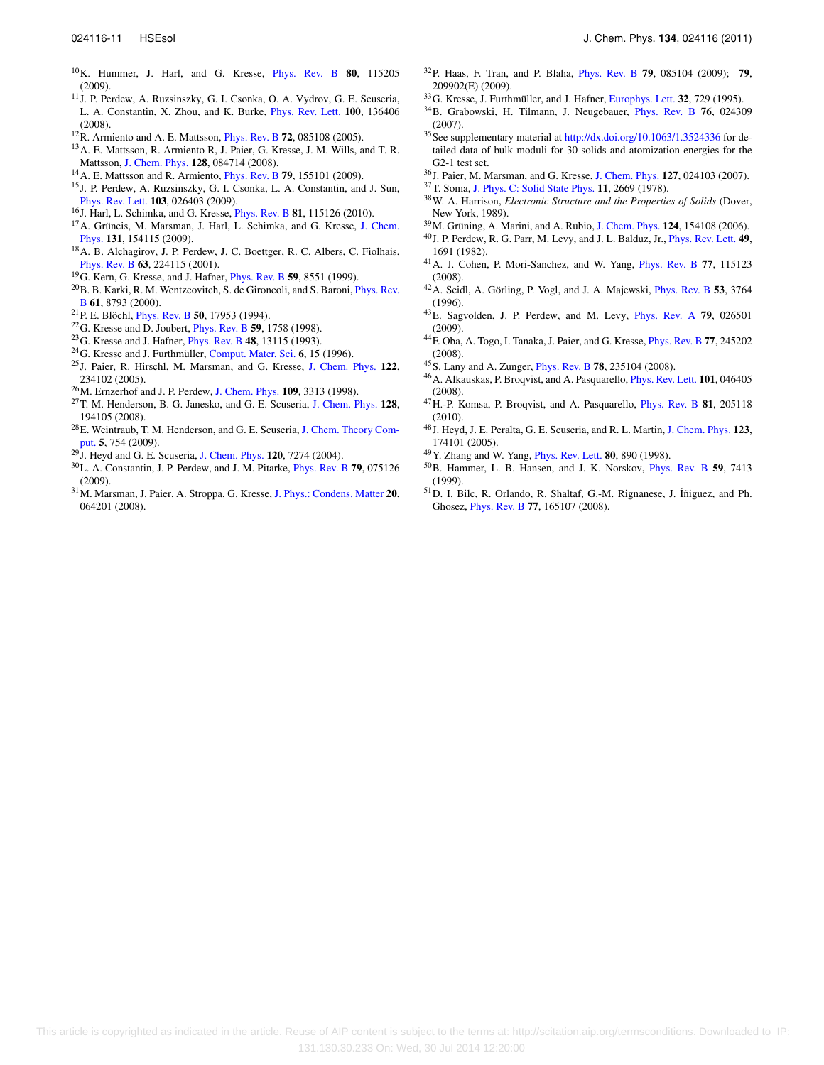[10] K. Hummer, J. Harl, and G. Kresse, Phys. Rev. B **80**, 115205 (2009).

[11] J. P. Perdew, A. Ruzsinszky, G. I. Csonka, O. A. Vydrov, G. E. Scuseria, L. A. Constantin, X. Zhou, and K. Burke, Phys. Rev. Lett. **100**, 136406 (2008).

[12] R. Armiento and A. E. Mattsson, Phys. Rev. B **72**, 085108 (2005).

[13] A. E. Mattsson, R. Armiento R, J. Paier, G. Kresse, J. M. Wills, and T. R. Mattsson, J. Chem. Phys. **128**, 084714 (2008).

[14] A. E. Mattsson and R. Armiento, Phys. Rev. B **79**, 155101 (2009).

[15] J. P. Perdew, A. Ruzsinszky, G. I. Csonka, L. A. Constantin, and J. Sun, Phys. Rev. Lett. **103**, 026403 (2009).

[16] J. Harl, L. Schimka, and G. Kresse, Phys. Rev. B **81**, 115126 (2010).

[17] A. Grüneis, M. Marsman, J. Harl, L. Schimka, and G. Kresse, J. Chem. Phys. **131**, 154115 (2009).

[18] A. B. Alchagirov, J. P. Perdew, J. C. Boettger, R. C. Albers, C. Fiolhais, Phys. Rev. B **63**, 224115 (2001).

[19] G. Kern, G. Kresse, and J. Hafner, Phys. Rev. B **59**, 8551 (1999).

[20] B. B. Karki, R. M. Wentzcovitch, S. de Gironcoli, and S. Baroni, Phys. Rev. B **61**, 8793 (2000).

[21] P. E. Blöchl, Phys. Rev. B **50**, 17953 (1994).

[22] G. Kresse and D. Joubert, Phys. Rev. B **59**, 1758 (1998).

[23] G. Kresse and J. Hafner, Phys. Rev. B **48**, 13115 (1993).

[24] G. Kresse and J. Furthmüller, Comput. Mater. Sci. **6**, 15 (1996).

[25] J. Paier, R. Hirschl, M. Marsman, and G. Kresse, J. Chem. Phys. **122**, 234102 (2005).

[26] M. Ernzerhof and J. P. Perdew, J. Chem. Phys. **109**, 3313 (1998).

[27] T. M. Henderson, B. G. Janesko, and G. E. Scuseria, J. Chem. Phys. **128**, 194105 (2008).

[28] E. Weintraub, T. M. Henderson, and G. E. Scuseria, J. Chem. Theory Comput. **5**, 754 (2009).

[29] J. Heyd and G. E. Scuseria, J. Chem. Phys. **120**, 7274 (2004).

[30] L. A. Constantin, J. P. Perdew, and J. M. Pitarke, Phys. Rev. B **79**, 075126 (2009).

[31] M. Marsman, J. Paier, A. Stroppa, G. Kresse, J. Phys.: Condens. Matter **20**, 064201 (2008).

[32] P. Haas, F. Tran, and P. Blaha, Phys. Rev. B **79**, 085104 (2009); **79**, 209902(E) (2009).

[33] G. Kresse, J. Furthmüller, and J. Hafner, Europhys. Lett. **32**, 729 (1995).

[34] B. Grabowski, H. Tilmann, J. Neugebauer, Phys. Rev. B **76**, 024309 (2007).

[35] See supplementary material at http://dx.doi.org/10.1063/1.3524336 for detailed data of bulk moduli for 30 solids and atomization energies for the G2-1 test set.

[36] J. Paier, M. Marsman, and G. Kresse, J. Chem. Phys. **127**, 024103 (2007).

[37] T. Soma, J. Phys. C: Solid State Phys. **11**, 2669 (1978).

[38] W. A. Harrison, *Electronic Structure and the Properties of Solids* (Dover, New York, 1989).

[39] M. Grüning, A. Marini, and A. Rubio, J. Chem. Phys. **124**, 154108 (2006).

[40] J. P. Perdew, R. G. Parr, M. Levy, and J. L. Balduz, Jr., Phys. Rev. Lett. **49**, 1691 (1982).

[41] A. J. Cohen, P. Mori-Sanchez, and W. Yang, Phys. Rev. B **77**, 115123 (2008).

[42] A. Seidl, A. Görling, P. Vogl, and J. A. Majewski, Phys. Rev. B **53**, 3764 (1996).

[43] E. Sagvolden, J. P. Perdew, and M. Levy, Phys. Rev. A **79**, 026501 (2009).

[44] F. Oba, A. Togo, I. Tanaka, J. Paier, and G. Kresse, Phys. Rev. B **77**, 245202 (2008).

[45] S. Lany and A. Zunger, Phys. Rev. B **78**, 235104 (2008).

[46] A. Alkauskas, P. Broqvist, and A. Pasquarello, Phys. Rev. Lett. **101**, 046405 (2008).

[47] H.-P. Komsa, P. Broqvist, and A. Pasquarello, Phys. Rev. B **81**, 205118 (2010).

[48] J. Heyd, J. E. Peralta, G. E. Scuseria, and R. L. Martin, J. Chem. Phys. **123**, 174101 (2005).

[49] Y. Zhang and W. Yang, Phys. Rev. Lett. **80**, 890 (1998).

[50] B. Hammer, L. B. Hansen, and J. K. Norskov, Phys. Rev. B **59**, 7413 (1999).

[51] D. I. Bilc, R. Orlando, R. Shaltaf, G.-M. Rignanese, J. Íñiguez, and Ph. Ghosez, Phys. Rev. B **77**, 165107 (2008).